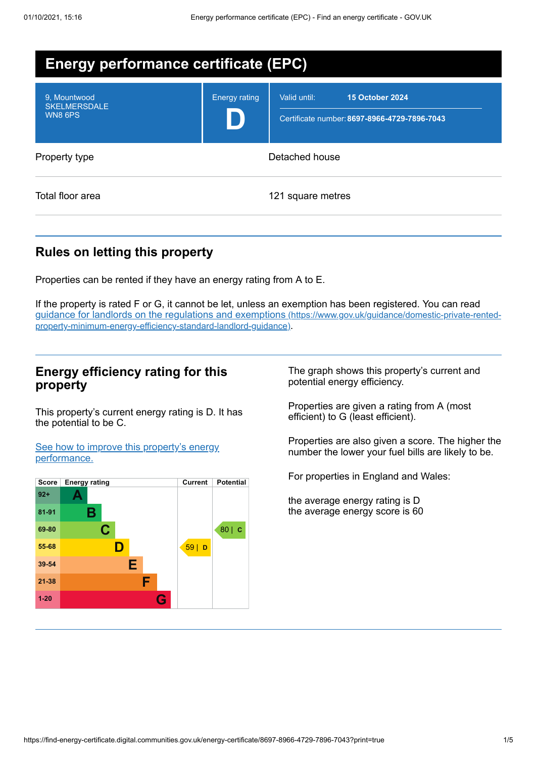# Energy performance certificate (EPC)

9, Mountwood
SKELMERSDALE
WN8 6PS

Energy rating
**D**

Valid until: **15 October 2024**

Certificate number: **8697-8966-4729-7896-7043**

| | |
|---|---|
| Property type | Detached house |
| Total floor area | 121 square metres |

## Rules on letting this property

Properties can be rented if they have an energy rating from A to E.

If the property is rated F or G, it cannot be let, unless an exemption has been registered. You can read [guidance for landlords on the regulations and exemptions (https://www.gov.uk/guidance/domestic-private-rented-property-minimum-energy-efficiency-standard-landlord-guidance)](https://www.gov.uk/guidance/domestic-private-rented-property-minimum-energy-efficiency-standard-landlord-guidance).

## Energy efficiency rating for this property

This property's current energy rating is D. It has the potential to be C.

[See how to improve this property's energy performance.]()

| Score | Energy rating | Current | Potential |
|---|---|---|---|
| 92+ | A | | |
| 81-91 | B | | |
| 69-80 | C | | 80 \| C |
| 55-68 | D | 59 \| D | |
| 39-54 | E | | |
| 21-38 | F | | |
| 1-20 | G | | |

The graph shows this property's current and potential energy efficiency.

Properties are given a rating from A (most efficient) to G (least efficient).

Properties are also given a score. The higher the number the lower your fuel bills are likely to be.

For properties in England and Wales:

the average energy rating is D
the average energy score is 60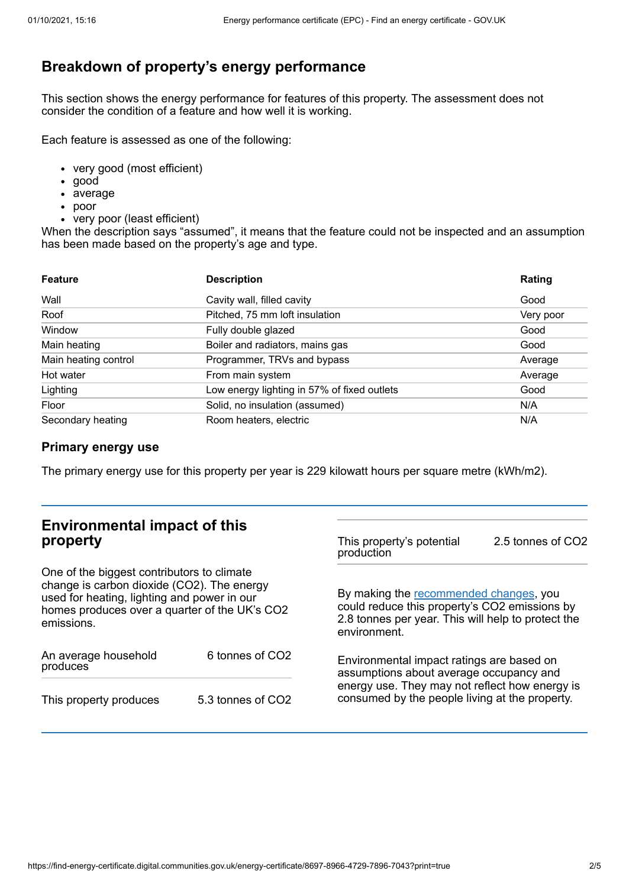## Breakdown of property's energy performance

This section shows the energy performance for features of this property. The assessment does not consider the condition of a feature and how well it is working.

Each feature is assessed as one of the following:

- very good (most efficient)
- good
- average
- poor
- very poor (least efficient)

When the description says "assumed", it means that the feature could not be inspected and an assumption has been made based on the property's age and type.

| Feature | Description | Rating |
|---|---|---|
| Wall | Cavity wall, filled cavity | Good |
| Roof | Pitched, 75 mm loft insulation | Very poor |
| Window | Fully double glazed | Good |
| Main heating | Boiler and radiators, mains gas | Good |
| Main heating control | Programmer, TRVs and bypass | Average |
| Hot water | From main system | Average |
| Lighting | Low energy lighting in 57% of fixed outlets | Good |
| Floor | Solid, no insulation (assumed) | N/A |
| Secondary heating | Room heaters, electric | N/A |

### Primary energy use

The primary energy use for this property per year is 229 kilowatt hours per square metre (kWh/m2).

## Environmental impact of this property

One of the biggest contributors to climate change is carbon dioxide ($CO_2$). The energy used for heating, lighting and power in our homes produces over a quarter of the UK's $CO_2$ emissions.

| | |
|---|---|
| An average household produces | 6 tonnes of $CO_2$ |
| This property produces | 5.3 tonnes of $CO_2$ |
| This property's potential production | 2.5 tonnes of $CO_2$ |

By making the recommended changes, you could reduce this property's $CO_2$ emissions by 2.8 tonnes per year. This will help to protect the environment.

Environmental impact ratings are based on assumptions about average occupancy and energy use. They may not reflect how energy is consumed by the people living at the property.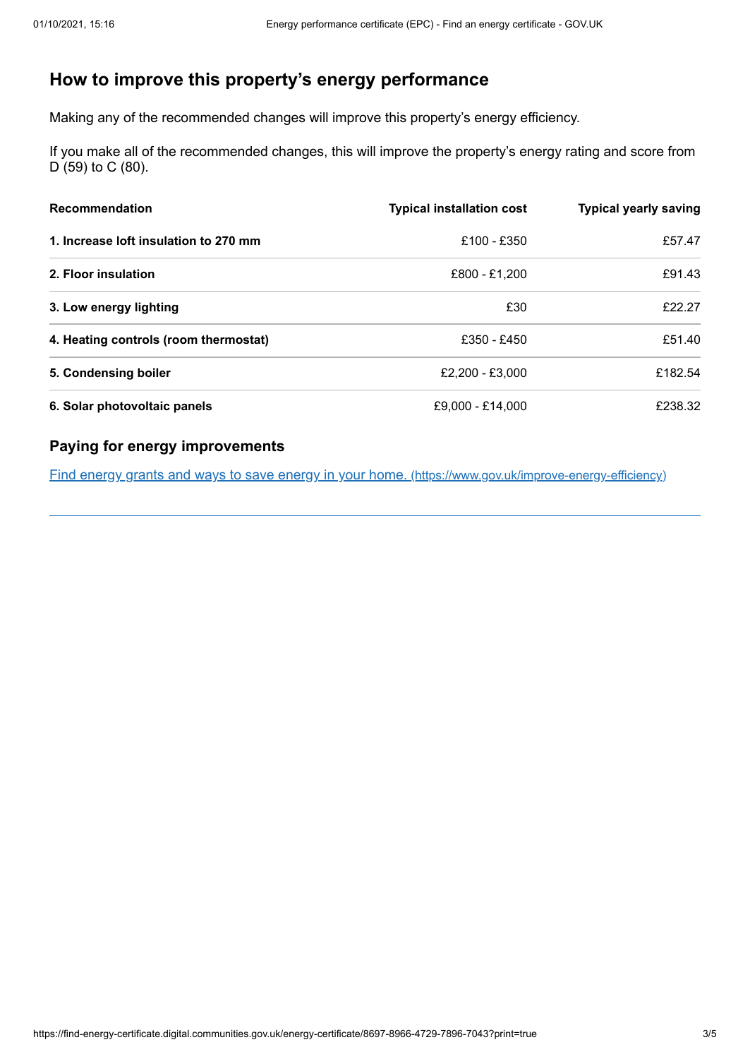## How to improve this property's energy performance

Making any of the recommended changes will improve this property's energy efficiency.

If you make all of the recommended changes, this will improve the property's energy rating and score from D (59) to C (80).

| Recommendation | Typical installation cost | Typical yearly saving |
|---|---|---|
| **1. Increase loft insulation to 270 mm** | £100 - £350 | £57.47 |
| **2. Floor insulation** | £800 - £1,200 | £91.43 |
| **3. Low energy lighting** | £30 | £22.27 |
| **4. Heating controls (room thermostat)** | £350 - £450 | £51.40 |
| **5. Condensing boiler** | £2,200 - £3,000 | £182.54 |
| **6. Solar photovoltaic panels** | £9,000 - £14,000 | £238.32 |

### Paying for energy improvements

[Find energy grants and ways to save energy in your home. (https://www.gov.uk/improve-energy-efficiency)](https://www.gov.uk/improve-energy-efficiency)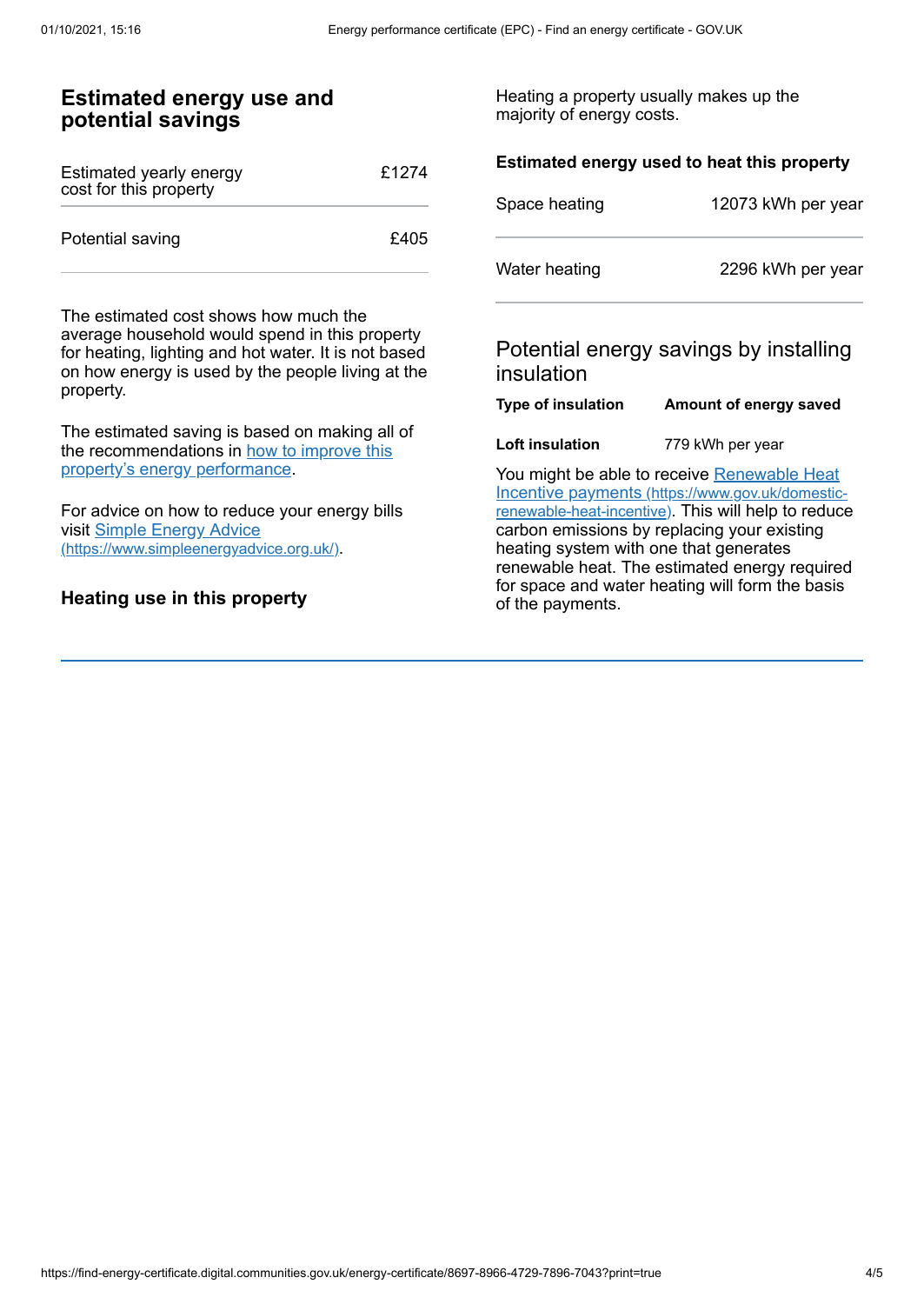## Estimated energy use and potential savings

| Estimated yearly energy cost for this property | £1274 |
| --- | --- |
| Potential saving | £405 |

The estimated cost shows how much the average household would spend in this property for heating, lighting and hot water. It is not based on how energy is used by the people living at the property.

The estimated saving is based on making all of the recommendations in how to improve this property's energy performance.

For advice on how to reduce your energy bills visit Simple Energy Advice (https://www.simpleenergyadvice.org.uk/).

### Heating use in this property

Heating a property usually makes up the majority of energy costs.

**Estimated energy used to heat this property**

| Space heating | 12073 kWh per year |
| --- | --- |
| Water heating | 2296 kWh per year |

### Potential energy savings by installing insulation

| Type of insulation | Amount of energy saved |
| --- | --- |
| **Loft insulation** | 779 kWh per year |

You might be able to receive Renewable Heat Incentive payments (https://www.gov.uk/domestic-renewable-heat-incentive). This will help to reduce carbon emissions by replacing your existing heating system with one that generates renewable heat. The estimated energy required for space and water heating will form the basis of the payments.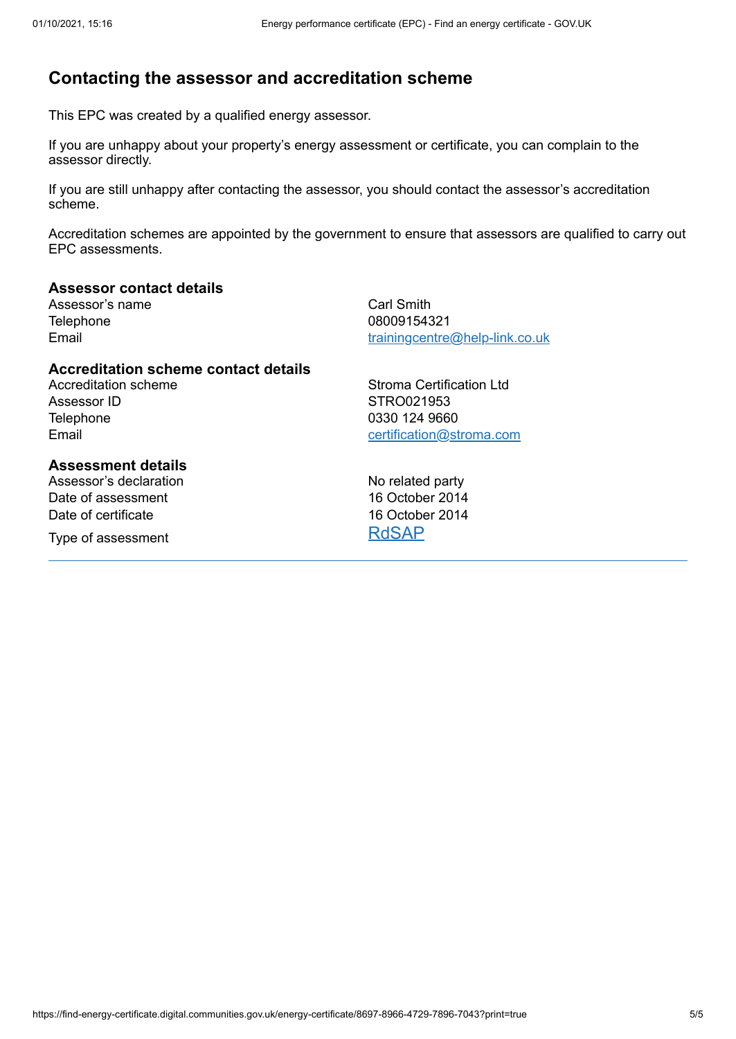## Contacting the assessor and accreditation scheme

This EPC was created by a qualified energy assessor.

If you are unhappy about your property's energy assessment or certificate, you can complain to the assessor directly.

If you are still unhappy after contacting the assessor, you should contact the assessor's accreditation scheme.

Accreditation schemes are appointed by the government to ensure that assessors are qualified to carry out EPC assessments.

### Assessor contact details

| | |
|---|---|
| Assessor's name | Carl Smith |
| Telephone | 08009154321 |
| Email | trainingcentre@help-link.co.uk |

### Accreditation scheme contact details

| | |
|---|---|
| Accreditation scheme | Stroma Certification Ltd |
| Assessor ID | STRO021953 |
| Telephone | 0330 124 9660 |
| Email | certification@stroma.com |

### Assessment details

| | |
|---|---|
| Assessor's declaration | No related party |
| Date of assessment | 16 October 2014 |
| Date of certificate | 16 October 2014 |
| Type of assessment | RdSAP |